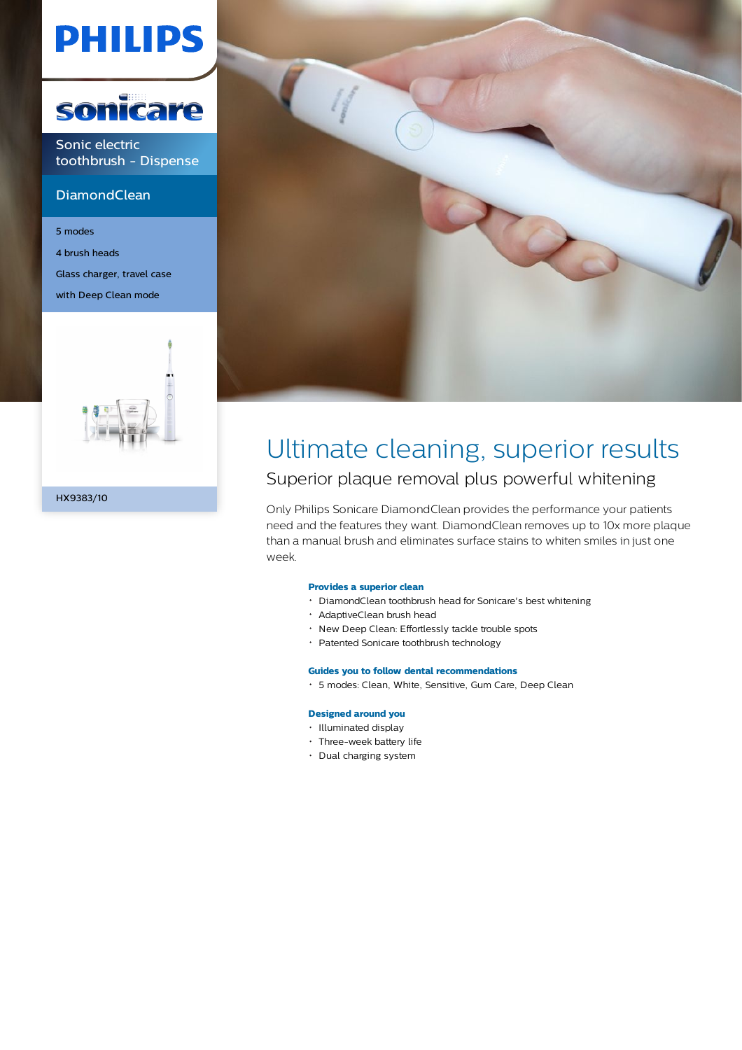PHILIPS

sonicare

Sonic electric toothbrush - Dispense

DiamondClean

5 modes

4 brush heads

Glass charger, travel case

with Deep Clean mode

HX9383/10

# Ultimate cleaning, superior results

## Superior plaque removal plus powerful whitening

Only Philips Sonicare DiamondClean provides the performance your patients need and the features they want. DiamondClean removes up to 10x more plaque than a manual brush and eliminates surface stains to whiten smiles in just one week.

**Provides a superior clean**

- DiamondClean toothbrush head for Sonicare's best whitening
- AdaptiveClean brush head
- New Deep Clean: Effortlessly tackle trouble spots
- Patented Sonicare toothbrush technology

**Guides you to follow dental recommendations**

- 5 modes: Clean, White, Sensitive, Gum Care, Deep Clean

**Designed around you**

- Illuminated display
- Three-week battery life
- Dual charging system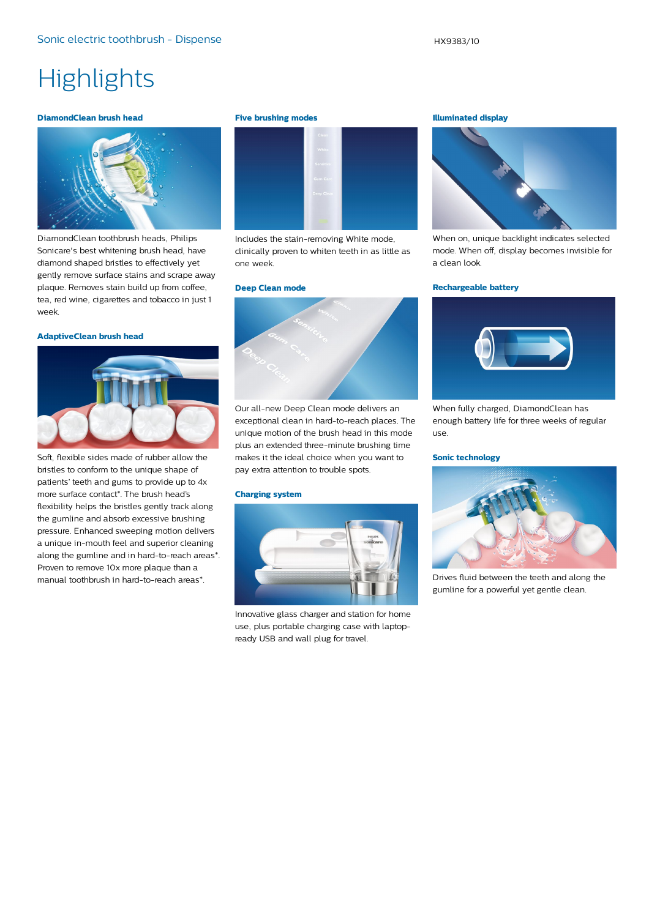# Highlights

### DiamondClean brush head

DiamondClean toothbrush heads, Philips Sonicare's best whitening brush head, have diamond shaped bristles to effectively yet gently remove surface stains and scrape away plaque. Removes stain build up from coffee, tea, red wine, cigarettes and tobacco in just 1 week.

### AdaptiveClean brush head

Soft, flexible sides made of rubber allow the bristles to conform to the unique shape of patients' teeth and gums to provide up to 4x more surface contact*. The brush head's flexibility helps the bristles gently track along the gumline and absorb excessive brushing pressure. Enhanced sweeping motion delivers a unique in-mouth feel and superior cleaning along the gumline and in hard-to-reach areas*. Proven to remove 10x more plaque than a manual toothbrush in hard-to-reach areas*.

### Five brushing modes

Includes the stain-removing White mode, clinically proven to whiten teeth in as little as one week.

### Deep Clean mode

Our all-new Deep Clean mode delivers an exceptional clean in hard-to-reach places. The unique motion of the brush head in this mode plus an extended three-minute brushing time makes it the ideal choice when you want to pay extra attention to trouble spots.

### Charging system

Innovative glass charger and station for home use, plus portable charging case with laptop-ready USB and wall plug for travel.

### Illuminated display

When on, unique backlight indicates selected mode. When off, display becomes invisible for a clean look.

### Rechargeable battery

When fully charged, DiamondClean has enough battery life for three weeks of regular use.

### Sonic technology

Drives fluid between the teeth and along the gumline for a powerful yet gentle clean.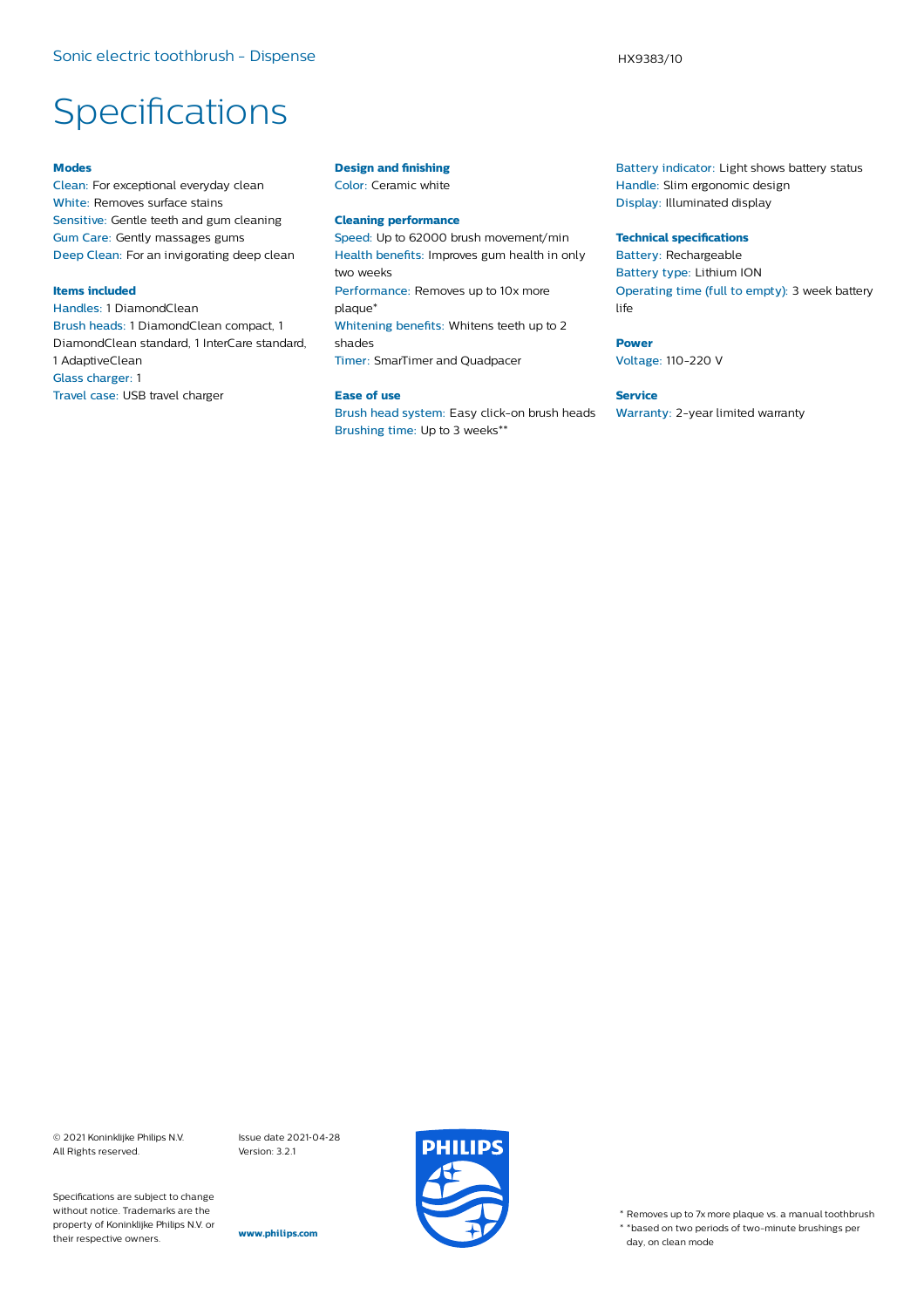# Specifications

### Modes

Clean: For exceptional everyday clean
White: Removes surface stains
Sensitive: Gentle teeth and gum cleaning
Gum Care: Gently massages gums
Deep Clean: For an invigorating deep clean

### Items included

Handles: 1 DiamondClean
Brush heads: 1 DiamondClean compact, 1 DiamondClean standard, 1 InterCare standard, 1 AdaptiveClean
Glass charger: 1
Travel case: USB travel charger

### Design and finishing

Color: Ceramic white

### Cleaning performance

Speed: Up to 62000 brush movement/min
Health benefits: Improves gum health in only two weeks
Performance: Removes up to 10x more plaque*
Whitening benefits: Whitens teeth up to 2 shades
Timer: SmarTimer and Quadpacer

### Ease of use

Brush head system: Easy click-on brush heads
Brushing time: Up to 3 weeks**
Battery indicator: Light shows battery status
Handle: Slim ergonomic design
Display: Illuminated display

### Technical specifications

Battery: Rechargeable
Battery type: Lithium ION
Operating time (full to empty): 3 week battery life

### Power

Voltage: 110-220 V

### Service

Warranty: 2-year limited warranty

© 2021 Koninklijke Philips N.V.
All Rights reserved.

Issue date 2021-04-28
Version: 3.2.1

Specifications are subject to change without notice. Trademarks are the property of Koninklijke Philips N.V. or their respective owners.

www.philips.com

\* Removes up to 7x more plaque vs. a manual toothbrush
\* *based on two periods of two-minute brushings per day, on clean mode